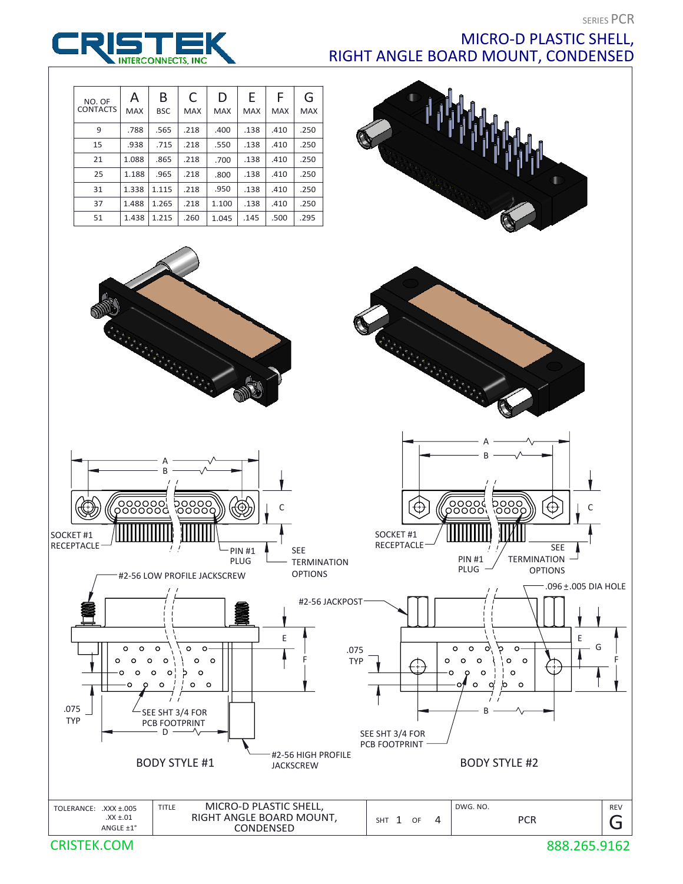SERIES PCR

# MICRO-D PLASTIC SHELL, RIGHT ANGLE BOARD MOUNT, CONDENSED

CRISTEK INTERCONNECTS, INC

| NO. OF CONTACTS | A MAX | B BSC | C MAX | D MAX | E MAX | F MAX | G MAX |
|---|---|---|---|---|---|---|---|
| 9 | .788 | .565 | .218 | .400 | .138 | .410 | .250 |
| 15 | .938 | .715 | .218 | .550 | .138 | .410 | .250 |
| 21 | 1.088 | .865 | .218 | .700 | .138 | .410 | .250 |
| 25 | 1.188 | .965 | .218 | .800 | .138 | .410 | .250 |
| 31 | 1.338 | 1.115 | .218 | .950 | .138 | .410 | .250 |
| 37 | 1.488 | 1.265 | .218 | 1.100 | .138 | .410 | .250 |
| 51 | 1.438 | 1.215 | .260 | 1.045 | .145 | .500 | .295 |

A, B, C, D, E, F

SOCKET #1 RECEPTACLE

PIN #1 PLUG

SEE TERMINATION OPTIONS

#2-56 LOW PROFILE JACKSCREW

.075 TYP

SEE SHT 3/4 FOR PCB FOOTPRINT

#2-56 HIGH PROFILE JACKSCREW

BODY STYLE #1

A, B, C, E, F, G

SOCKET #1 RECEPTACLE

PIN #1 PLUG

SEE TERMINATION OPTIONS

.096 ± .005 DIA HOLE

#2-56 JACKPOST

.075 TYP

SEE SHT 3/4 FOR PCB FOOTPRINT

BODY STYLE #2

| TOLERANCE: .XXX ±.005 .XX ±.01 ANGLE ±1° | TITLE MICRO-D PLASTIC SHELL, RIGHT ANGLE BOARD MOUNT, CONDENSED | SHT 1 OF 4 | DWG. NO. PCR | REV G |
|---|---|---|---|---|

CRISTEK.COM 888.265.9162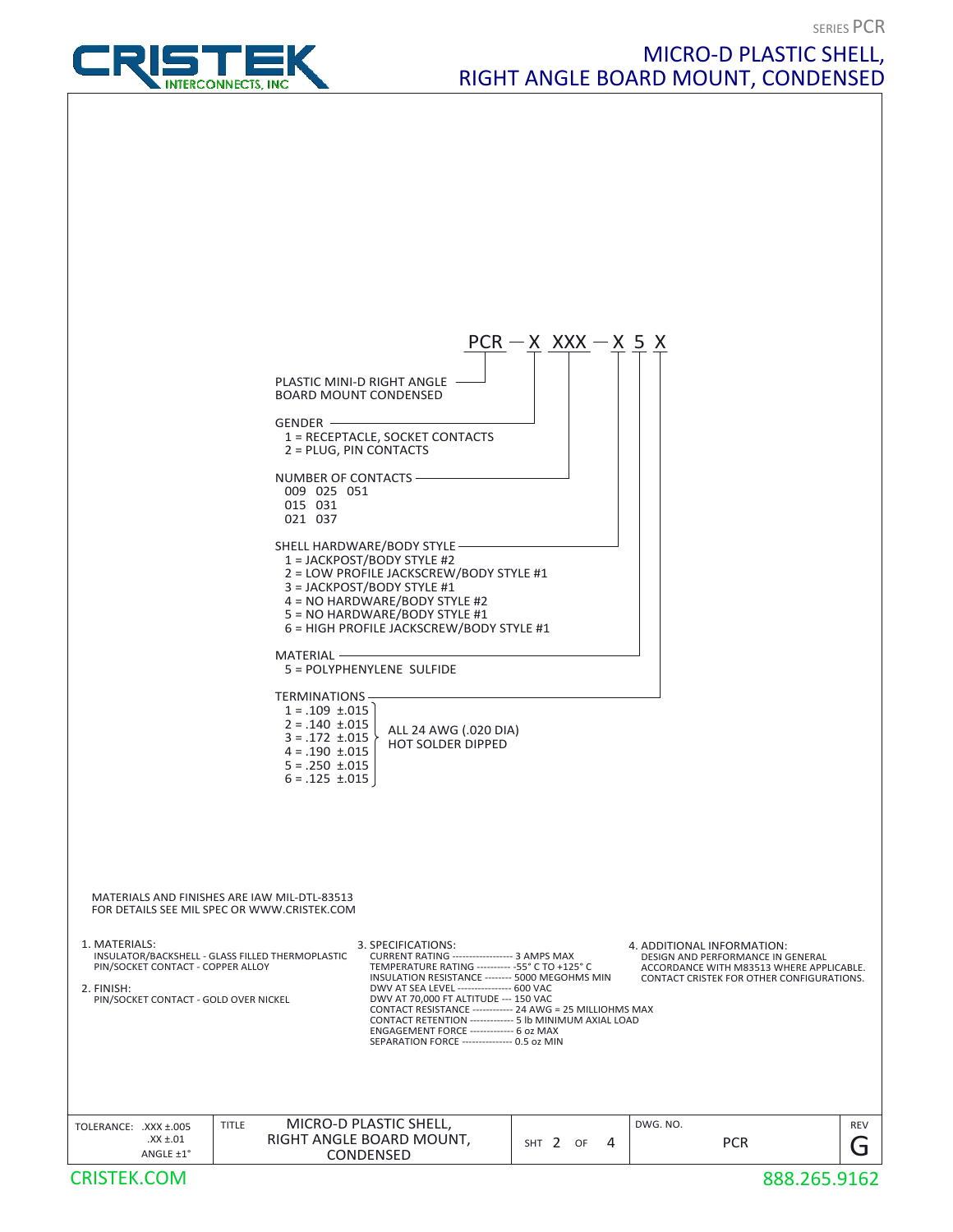SERIES PCR

# MICRO-D PLASTIC SHELL, RIGHT ANGLE BOARD MOUNT, CONDENSED

PCR — X XXX — X 5 X

- **PLASTIC MINI-D RIGHT ANGLE BOARD MOUNT CONDENSED** (PCR)
- **GENDER** (X)
  - 1 = RECEPTACLE, SOCKET CONTACTS
  - 2 = PLUG, PIN CONTACTS
- **NUMBER OF CONTACTS** (XXX)
  - 009 025 051
  - 015 031
  - 021 037
- **SHELL HARDWARE/BODY STYLE** (X)
  - 1 = JACKPOST/BODY STYLE #2
  - 2 = LOW PROFILE JACKSCREW/BODY STYLE #1
  - 3 = JACKPOST/BODY STYLE #1
  - 4 = NO HARDWARE/BODY STYLE #2
  - 5 = NO HARDWARE/BODY STYLE #1
  - 6 = HIGH PROFILE JACKSCREW/BODY STYLE #1
- **MATERIAL** (5)
  - 5 = POLYPHENYLENE SULFIDE
- **TERMINATIONS** (X) — ALL 24 AWG (.020 DIA) HOT SOLDER DIPPED
  - 1 = .109 ±.015
  - 2 = .140 ±.015
  - 3 = .172 ±.015
  - 4 = .190 ±.015
  - 5 = .250 ±.015
  - 6 = .125 ±.015

MATERIALS AND FINISHES ARE IAW MIL-DTL-83513
FOR DETAILS SEE MIL SPEC OR WWW.CRISTEK.COM

1. MATERIALS:
   INSULATOR/BACKSHELL - GLASS FILLED THERMOPLASTIC
   PIN/SOCKET CONTACT - COPPER ALLOY

2. FINISH:
   PIN/SOCKET CONTACT - GOLD OVER NICKEL

3. SPECIFICATIONS:
   - CURRENT RATING ------------------ 3 AMPS MAX
   - TEMPERATURE RATING ---------- -55° C TO +125° C
   - INSULATION RESISTANCE -------- 5000 MEGOHMS MIN
   - DWV AT SEA LEVEL ---------------- 600 VAC
   - DWV AT 70,000 FT ALTITUDE --- 150 VAC
   - CONTACT RESISTANCE ------------ 24 AWG = 25 MILLIOHMS MAX
   - CONTACT RETENTION ------------- 5 lb MINIMUM AXIAL LOAD
   - ENGAGEMENT FORCE ------------- 6 oz MAX
   - SEPARATION FORCE --------------- 0.5 oz MIN

4. ADDITIONAL INFORMATION:
   DESIGN AND PERFORMANCE IN GENERAL ACCORDANCE WITH M83513 WHERE APPLICABLE.
   CONTACT CRISTEK FOR OTHER CONFIGURATIONS.

| TOLERANCE: .XXX ±.005 .XX ±.01 ANGLE ±1° | TITLE: MICRO-D PLASTIC SHELL, RIGHT ANGLE BOARD MOUNT, CONDENSED | SHT 2 OF 4 | DWG. NO. PCR | REV G |
|---|---|---|---|---|

CRISTEK.COM 888.265.9162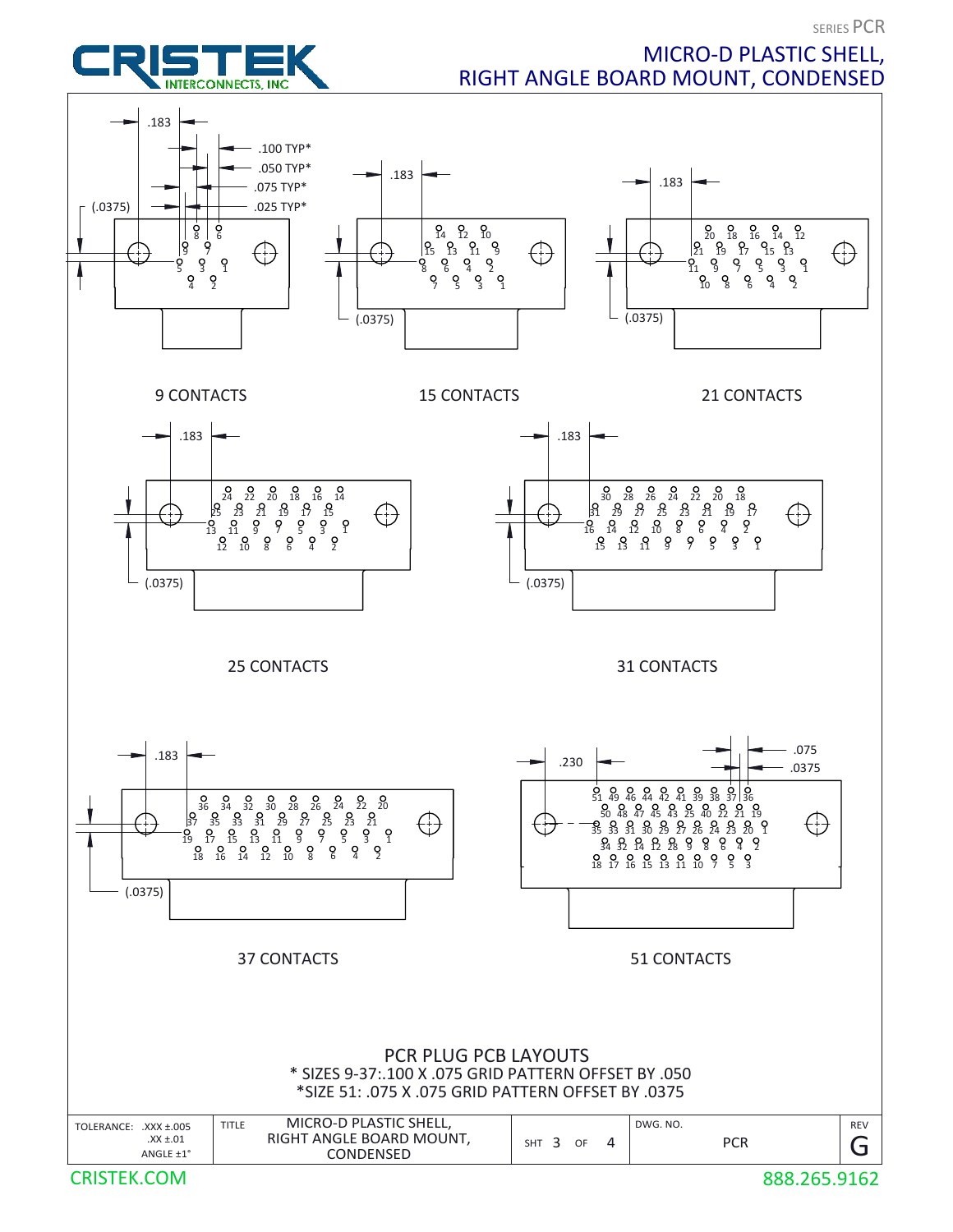SERIES PCR

# MICRO-D PLASTIC SHELL, RIGHT ANGLE BOARD MOUNT, CONDENSED

.183

.100 TYP*

.050 TYP*

.075 TYP*

.025 TYP*

(.0375)

9 CONTACTS

15 CONTACTS

21 CONTACTS

25 CONTACTS

31 CONTACTS

.230

.075

.0375

37 CONTACTS

51 CONTACTS

## PCR PLUG PCB LAYOUTS

\* SIZES 9-37:.100 X .075 GRID PATTERN OFFSET BY .050

\*SIZE 51: .075 X .075 GRID PATTERN OFFSET BY .0375

| TOLERANCE: .XXX ±.005 .XX ±.01 ANGLE ±1° | TITLE MICRO-D PLASTIC SHELL, RIGHT ANGLE BOARD MOUNT, CONDENSED | SHT 3 OF 4 | DWG. NO. PCR | REV G |
|---|---|---|---|---|

CRISTEK.COM 888.265.9162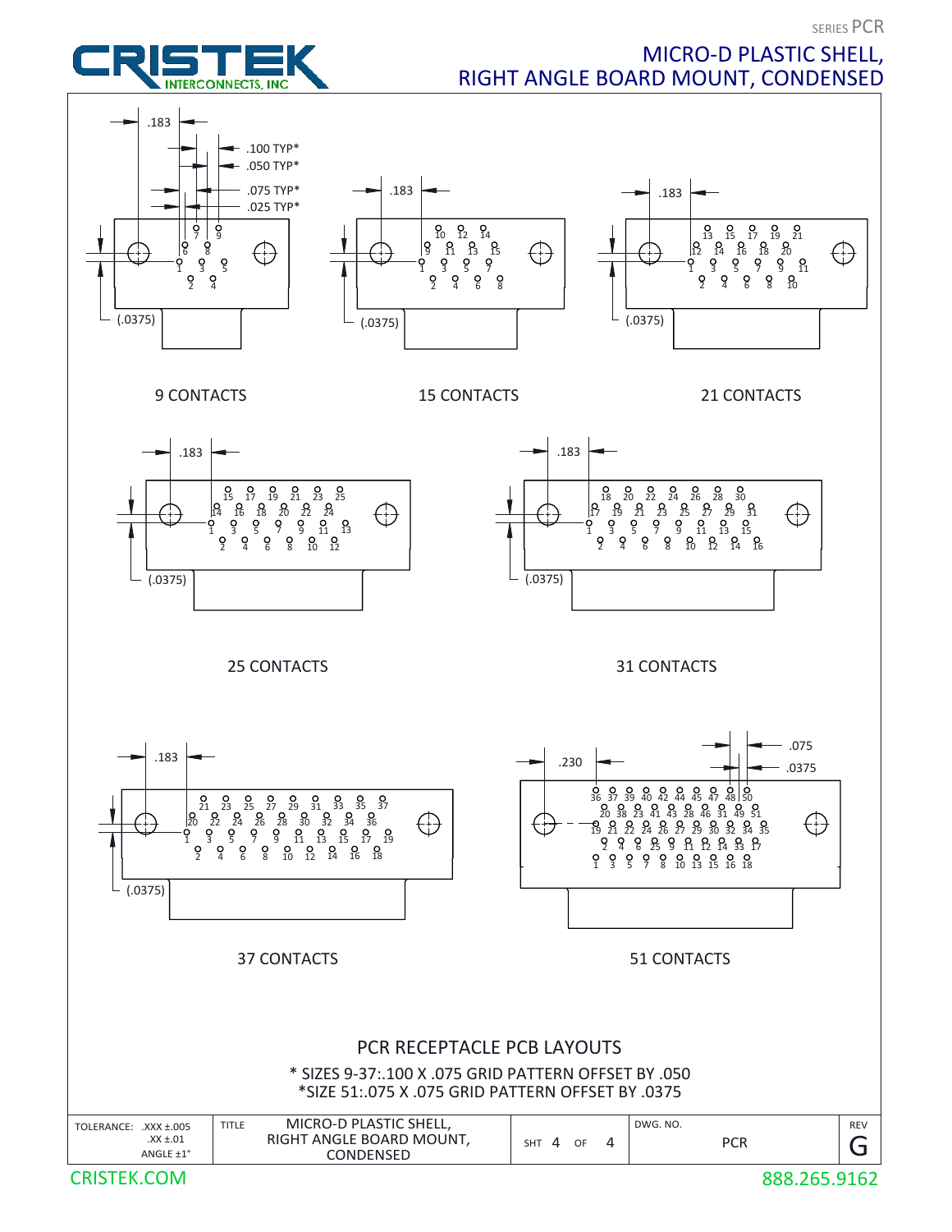SERIES PCR

# MICRO-D PLASTIC SHELL, RIGHT ANGLE BOARD MOUNT, CONDENSED

.183

.100 TYP*

.050 TYP*

.075 TYP*

.025 TYP*

(.0375)

9 CONTACTS

.183

(.0375)

15 CONTACTS

.183

(.0375)

21 CONTACTS

.183

(.0375)

25 CONTACTS

.183

(.0375)

31 CONTACTS

.183

(.0375)

37 CONTACTS

.230

.075

.0375

51 CONTACTS

## PCR RECEPTACLE PCB LAYOUTS

\* SIZES 9-37:.100 X .075 GRID PATTERN OFFSET BY .050

\*SIZE 51:.075 X .075 GRID PATTERN OFFSET BY .0375

| TOLERANCE: .XXX ±.005 .XX ±.01 ANGLE ±1° | TITLE MICRO-D PLASTIC SHELL, RIGHT ANGLE BOARD MOUNT, CONDENSED | SHT 4 OF 4 | DWG. NO. PCR | REV G |
|---|---|---|---|---|

CRISTEK.COM

888.265.9162